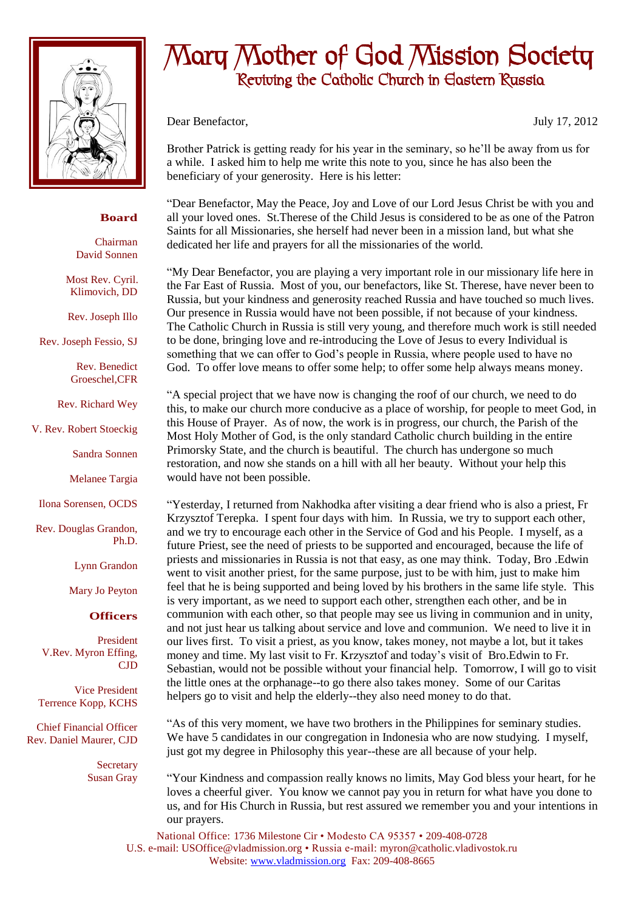# Mary Mother of God Mission Society

## Reviving the Catholic Church in Eastern Russia

**Board**

Chairman
David Sonnen

Most Rev. Cyril. Klimovich, DD

Rev. Joseph Illo

Rev. Joseph Fessio, SJ

Rev. Benedict Groeschel,CFR

Rev. Richard Wey

V. Rev. Robert Stoeckig

Sandra Sonnen

Melanee Targia

Ilona Sorensen, OCDS

Rev. Douglas Grandon, Ph.D.

Lynn Grandon

Mary Jo Peyton

**Officers**

President
V.Rev. Myron Effing, CJD

Vice President
Terrence Kopp, KCHS

Chief Financial Officer
Rev. Daniel Maurer, CJD

Secretary
Susan Gray

Dear Benefactor, July 17, 2012

Brother Patrick is getting ready for his year in the seminary, so he'll be away from us for a while. I asked him to help me write this note to you, since he has also been the beneficiary of your generosity. Here is his letter:

"Dear Benefactor, May the Peace, Joy and Love of our Lord Jesus Christ be with you and all your loved ones. St.Therese of the Child Jesus is considered to be as one of the Patron Saints for all Missionaries, she herself had never been in a mission land, but what she dedicated her life and prayers for all the missionaries of the world.

"My Dear Benefactor, you are playing a very important role in our missionary life here in the Far East of Russia. Most of you, our benefactors, like St. Therese, have never been to Russia, but your kindness and generosity reached Russia and have touched so much lives. Our presence in Russia would have not been possible, if not because of your kindness. The Catholic Church in Russia is still very young, and therefore much work is still needed to be done, bringing love and re-introducing the Love of Jesus to every Individual is something that we can offer to God's people in Russia, where people used to have no God. To offer love means to offer some help; to offer some help always means money.

"A special project that we have now is changing the roof of our church, we need to do this, to make our church more conducive as a place of worship, for people to meet God, in this House of Prayer. As of now, the work is in progress, our church, the Parish of the Most Holy Mother of God, is the only standard Catholic church building in the entire Primorsky State, and the church is beautiful. The church has undergone so much restoration, and now she stands on a hill with all her beauty. Without your help this would have not been possible.

"Yesterday, I returned from Nakhodka after visiting a dear friend who is also a priest, Fr Krzysztof Terepka. I spent four days with him. In Russia, we try to support each other, and we try to encourage each other in the Service of God and his People. I myself, as a future Priest, see the need of priests to be supported and encouraged, because the life of priests and missionaries in Russia is not that easy, as one may think. Today, Bro .Edwin went to visit another priest, for the same purpose, just to be with him, just to make him feel that he is being supported and being loved by his brothers in the same life style. This is very important, as we need to support each other, strengthen each other, and be in communion with each other, so that people may see us living in communion and in unity, and not just hear us talking about service and love and communion. We need to live it in our lives first. To visit a priest, as you know, takes money, not maybe a lot, but it takes money and time. My last visit to Fr. Krzysztof and today's visit of Bro.Edwin to Fr. Sebastian, would not be possible without your financial help. Tomorrow, I will go to visit the little ones at the orphanage--to go there also takes money. Some of our Caritas helpers go to visit and help the elderly--they also need money to do that.

"As of this very moment, we have two brothers in the Philippines for seminary studies. We have 5 candidates in our congregation in Indonesia who are now studying. I myself, just got my degree in Philosophy this year--these are all because of your help.

"Your Kindness and compassion really knows no limits, May God bless your heart, for he loves a cheerful giver. You know we cannot pay you in return for what have you done to us, and for His Church in Russia, but rest assured we remember you and your intentions in our prayers.

National Office: 1736 Milestone Cir • Modesto CA 95357 • 209-408-0728
U.S. e-mail: USOffice@vladmission.org • Russia e-mail: myron@catholic.vladivostok.ru
Website: www.vladmission.org Fax: 209-408-8665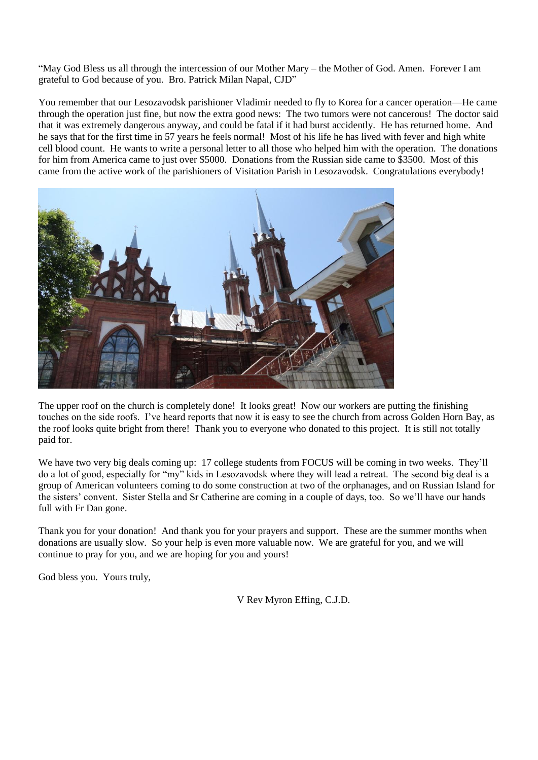"May God Bless us all through the intercession of our Mother Mary – the Mother of God. Amen. Forever I am grateful to God because of you. Bro. Patrick Milan Napal, CJD"

You remember that our Lesozavodsk parishioner Vladimir needed to fly to Korea for a cancer operation—He came through the operation just fine, but now the extra good news: The two tumors were not cancerous! The doctor said that it was extremely dangerous anyway, and could be fatal if it had burst accidently. He has returned home. And he says that for the first time in 57 years he feels normal! Most of his life he has lived with fever and high white cell blood count. He wants to write a personal letter to all those who helped him with the operation. The donations for him from America came to just over $5000. Donations from the Russian side came to $3500. Most of this came from the active work of the parishioners of Visitation Parish in Lesozavodsk. Congratulations everybody!

The upper roof on the church is completely done! It looks great! Now our workers are putting the finishing touches on the side roofs. I've heard reports that now it is easy to see the church from across Golden Horn Bay, as the roof looks quite bright from there! Thank you to everyone who donated to this project. It is still not totally paid for.

We have two very big deals coming up: 17 college students from FOCUS will be coming in two weeks. They'll do a lot of good, especially for "my" kids in Lesozavodsk where they will lead a retreat. The second big deal is a group of American volunteers coming to do some construction at two of the orphanages, and on Russian Island for the sisters' convent. Sister Stella and Sr Catherine are coming in a couple of days, too. So we'll have our hands full with Fr Dan gone.

Thank you for your donation! And thank you for your prayers and support. These are the summer months when donations are usually slow. So your help is even more valuable now. We are grateful for you, and we will continue to pray for you, and we are hoping for you and yours!

God bless you. Yours truly,

V Rev Myron Effing, C.J.D.